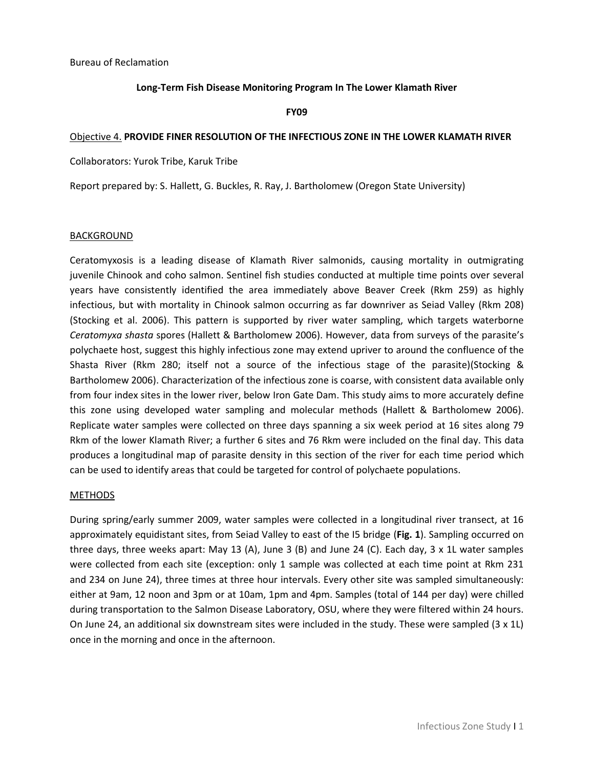Bureau of Reclamation

**Long-Term Fish Disease Monitoring Program In The Lower Klamath River**

**FY09**

Objective 4. **PROVIDE FINER RESOLUTION OF THE INFECTIOUS ZONE IN THE LOWER KLAMATH RIVER**

Collaborators: Yurok Tribe, Karuk Tribe

Report prepared by: S. Hallett, G. Buckles, R. Ray, J. Bartholomew (Oregon State University)

## BACKGROUND

Ceratomyxosis is a leading disease of Klamath River salmonids, causing mortality in outmigrating juvenile Chinook and coho salmon. Sentinel fish studies conducted at multiple time points over several years have consistently identified the area immediately above Beaver Creek (Rkm 259) as highly infectious, but with mortality in Chinook salmon occurring as far downriver as Seiad Valley (Rkm 208) (Stocking et al. 2006). This pattern is supported by river water sampling, which targets waterborne *Ceratomyxa shasta* spores (Hallett & Bartholomew 2006). However, data from surveys of the parasite's polychaete host, suggest this highly infectious zone may extend upriver to around the confluence of the Shasta River (Rkm 280; itself not a source of the infectious stage of the parasite)(Stocking & Bartholomew 2006). Characterization of the infectious zone is coarse, with consistent data available only from four index sites in the lower river, below Iron Gate Dam. This study aims to more accurately define this zone using developed water sampling and molecular methods (Hallett & Bartholomew 2006). Replicate water samples were collected on three days spanning a six week period at 16 sites along 79 Rkm of the lower Klamath River; a further 6 sites and 76 Rkm were included on the final day. This data produces a longitudinal map of parasite density in this section of the river for each time period which can be used to identify areas that could be targeted for control of polychaete populations.

## METHODS

During spring/early summer 2009, water samples were collected in a longitudinal river transect, at 16 approximately equidistant sites, from Seiad Valley to east of the I5 bridge (**Fig. 1**). Sampling occurred on three days, three weeks apart: May 13 (A), June 3 (B) and June 24 (C). Each day, 3 x 1L water samples were collected from each site (exception: only 1 sample was collected at each time point at Rkm 231 and 234 on June 24), three times at three hour intervals. Every other site was sampled simultaneously: either at 9am, 12 noon and 3pm or at 10am, 1pm and 4pm. Samples (total of 144 per day) were chilled during transportation to the Salmon Disease Laboratory, OSU, where they were filtered within 24 hours. On June 24, an additional six downstream sites were included in the study. These were sampled (3 x 1L) once in the morning and once in the afternoon.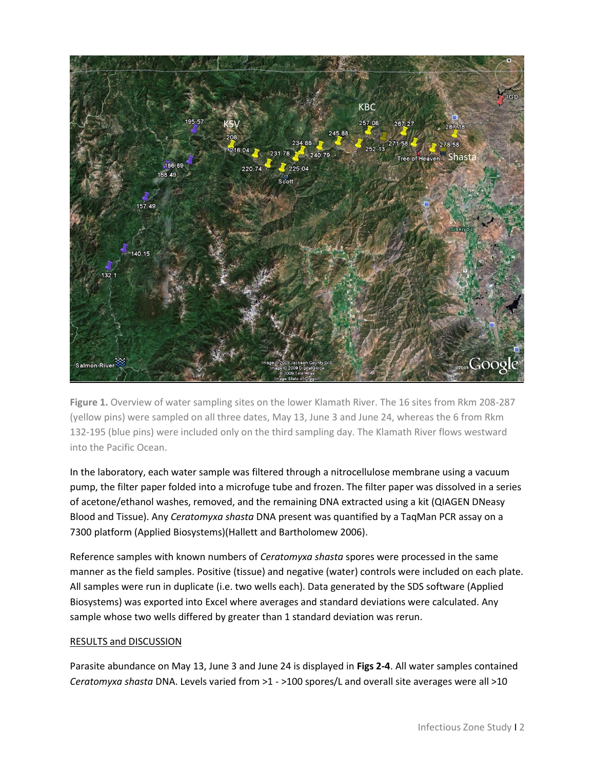IGD

KBC

KSV

195.57

208

216.04

220.74

225.04

Scott

231.78

234.88

240.79

245.88

252.13

257.08

267.27

271.58

Tree of Heaven

278.58

Shasta

287.18

186.89

168.49

157.49

140.15

132.1

Salmon River

Siskiyou

Image © 2009 Jackson County GIS
Image © 2009 DigitalGlobe
© 2009 Tele Atlas
Image State of Oregon

©2009 Google

**Figure 1.** Overview of water sampling sites on the lower Klamath River. The 16 sites from Rkm 208-287 (yellow pins) were sampled on all three dates, May 13, June 3 and June 24, whereas the 6 from Rkm 132-195 (blue pins) were included only on the third sampling day. The Klamath River flows westward into the Pacific Ocean.

In the laboratory, each water sample was filtered through a nitrocellulose membrane using a vacuum pump, the filter paper folded into a microfuge tube and frozen. The filter paper was dissolved in a series of acetone/ethanol washes, removed, and the remaining DNA extracted using a kit (QIAGEN DNeasy Blood and Tissue). Any *Ceratomyxa shasta* DNA present was quantified by a TaqMan PCR assay on a 7300 platform (Applied Biosystems)(Hallett and Bartholomew 2006).

Reference samples with known numbers of *Ceratomyxa shasta* spores were processed in the same manner as the field samples. Positive (tissue) and negative (water) controls were included on each plate. All samples were run in duplicate (i.e. two wells each). Data generated by the SDS software (Applied Biosystems) was exported into Excel where averages and standard deviations were calculated. Any sample whose two wells differed by greater than 1 standard deviation was rerun.

## RESULTS and DISCUSSION

Parasite abundance on May 13, June 3 and June 24 is displayed in **Figs 2-4**. All water samples contained *Ceratomyxa shasta* DNA. Levels varied from >1 - >100 spores/L and overall site averages were all >10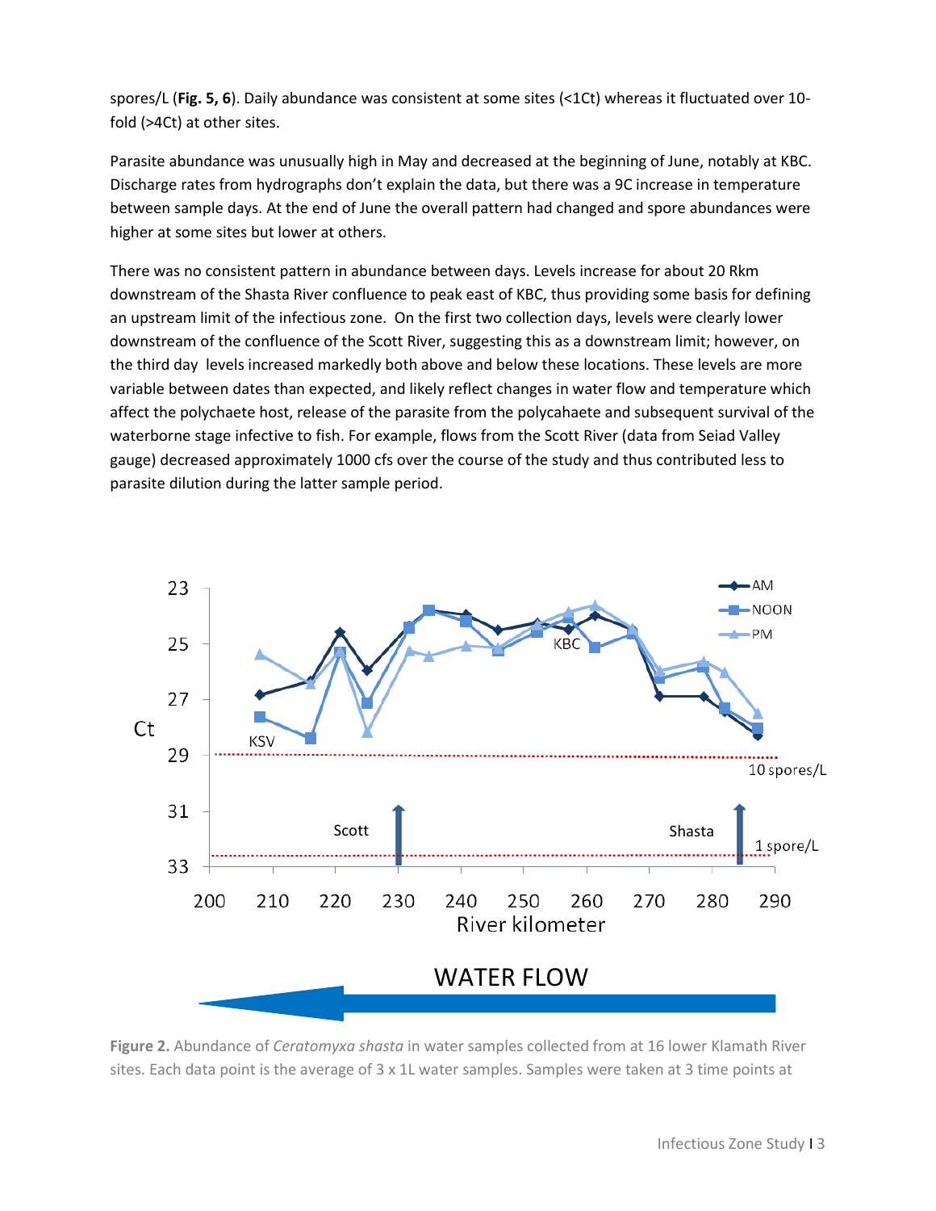spores/L (**Fig. 5, 6**). Daily abundance was consistent at some sites (<1Ct) whereas it fluctuated over 10-fold (>4Ct) at other sites.

Parasite abundance was unusually high in May and decreased at the beginning of June, notably at KBC. Discharge rates from hydrographs don't explain the data, but there was a 9C increase in temperature between sample days. At the end of June the overall pattern had changed and spore abundances were higher at some sites but lower at others.

There was no consistent pattern in abundance between days. Levels increase for about 20 Rkm downstream of the Shasta River confluence to peak east of KBC, thus providing some basis for defining an upstream limit of the infectious zone. On the first two collection days, levels were clearly lower downstream of the confluence of the Scott River, suggesting this as a downstream limit; however, on the third day levels increased markedly both above and below these locations. These levels are more variable between dates than expected, and likely reflect changes in water flow and temperature which affect the polychaete host, release of the parasite from the polycahaete and subsequent survival of the waterborne stage infective to fish. For example, flows from the Scott River (data from Seiad Valley gauge) decreased approximately 1000 cfs over the course of the study and thus contributed less to parasite dilution during the latter sample period.

Ct
23
25
27
29
31
33
River kilometer
200 210 220 230 240 250 260 270 280 290
AM
NOON
PM
KBC
KSV
10 spores/L
1 spore/L
Scott
Shasta
WATER FLOW

**Figure 2.** Abundance of *Ceratomyxa shasta* in water samples collected from at 16 lower Klamath River sites. Each data point is the average of 3 x 1L water samples. Samples were taken at 3 time points at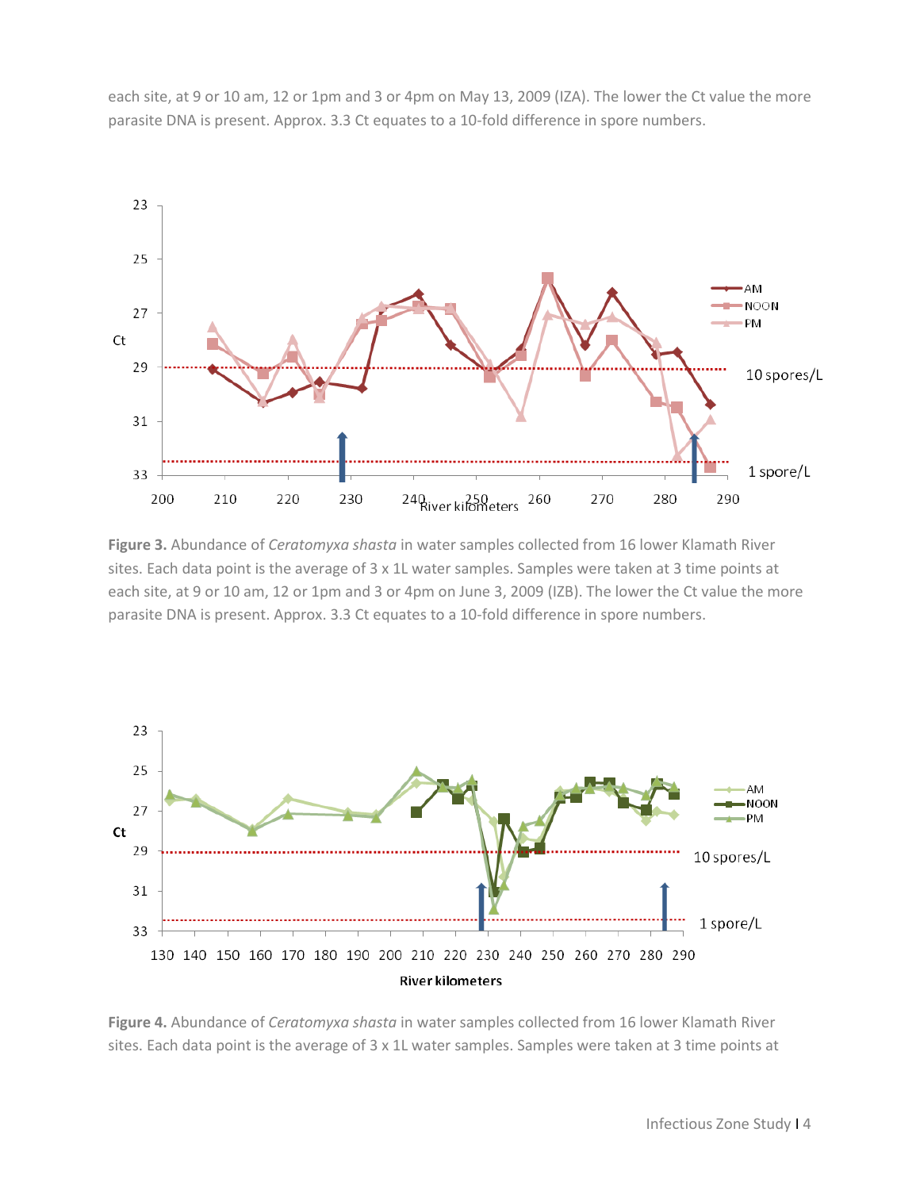each site, at 9 or 10 am, 12 or 1pm and 3 or 4pm on May 13, 2009 (IZA). The lower the Ct value the more parasite DNA is present. Approx. 3.3 Ct equates to a 10-fold difference in spore numbers.

23
25
27
Ct
29
31
33
200 210 220 230 240 250 260 270 280 290
River kilometers
AM
NOON
PM
10 spores/L
1 spore/L

**Figure 3.** Abundance of *Ceratomyxa shasta* in water samples collected from 16 lower Klamath River sites. Each data point is the average of 3 x 1L water samples. Samples were taken at 3 time points at each site, at 9 or 10 am, 12 or 1pm and 3 or 4pm on June 3, 2009 (IZB). The lower the Ct value the more parasite DNA is present. Approx. 3.3 Ct equates to a 10-fold difference in spore numbers.

23
25
27
Ct
29
31
33
130 140 150 160 170 180 190 200 210 220 230 240 250 260 270 280 290
River kilometers
AM
NOON
PM
10 spores/L
1 spore/L

**Figure 4.** Abundance of *Ceratomyxa shasta* in water samples collected from 16 lower Klamath River sites. Each data point is the average of 3 x 1L water samples. Samples were taken at 3 time points at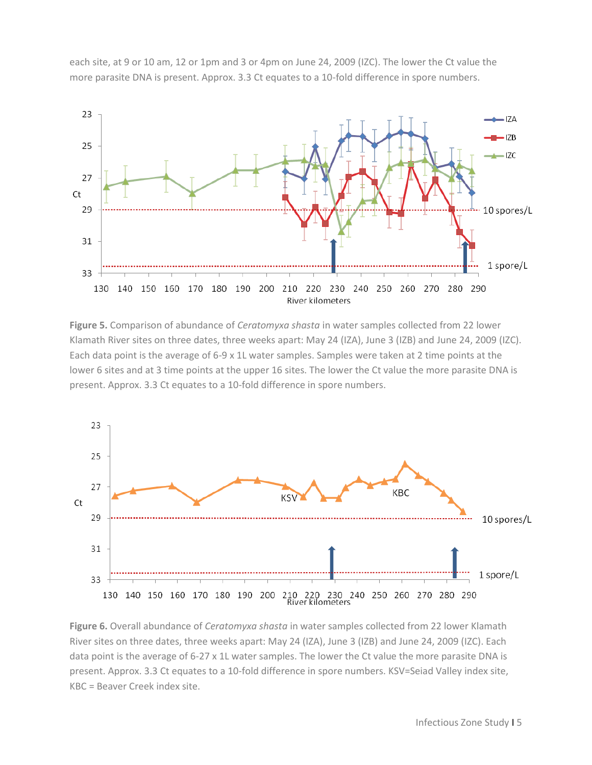each site, at 9 or 10 am, 12 or 1pm and 3 or 4pm on June 24, 2009 (IZC). The lower the Ct value the more parasite DNA is present. Approx. 3.3 Ct equates to a 10-fold difference in spore numbers.

23
25
27
29
31
33
Ct
IZA
IZB
IZC
10 spores/L
1 spore/L
130 140 150 160 170 180 190 200 210 220 230 240 250 260 270 280 290
River kilometers

**Figure 5.** Comparison of abundance of *Ceratomyxa shasta* in water samples collected from 22 lower Klamath River sites on three dates, three weeks apart: May 24 (IZA), June 3 (IZB) and June 24, 2009 (IZC). Each data point is the average of 6-9 x 1L water samples. Samples were taken at 2 time points at the lower 6 sites and at 3 time points at the upper 16 sites. The lower the Ct value the more parasite DNA is present. Approx. 3.3 Ct equates to a 10-fold difference in spore numbers.

23
25
27
29
31
33
Ct
KSV
KBC
10 spores/L
1 spore/L
130 140 150 160 170 180 190 200 210 220 230 240 250 260 270 280 290
River kilometers

**Figure 6.** Overall abundance of *Ceratomyxa shasta* in water samples collected from 22 lower Klamath River sites on three dates, three weeks apart: May 24 (IZA), June 3 (IZB) and June 24, 2009 (IZC). Each data point is the average of 6-27 x 1L water samples. The lower the Ct value the more parasite DNA is present. Approx. 3.3 Ct equates to a 10-fold difference in spore numbers. KSV=Seiad Valley index site, KBC = Beaver Creek index site.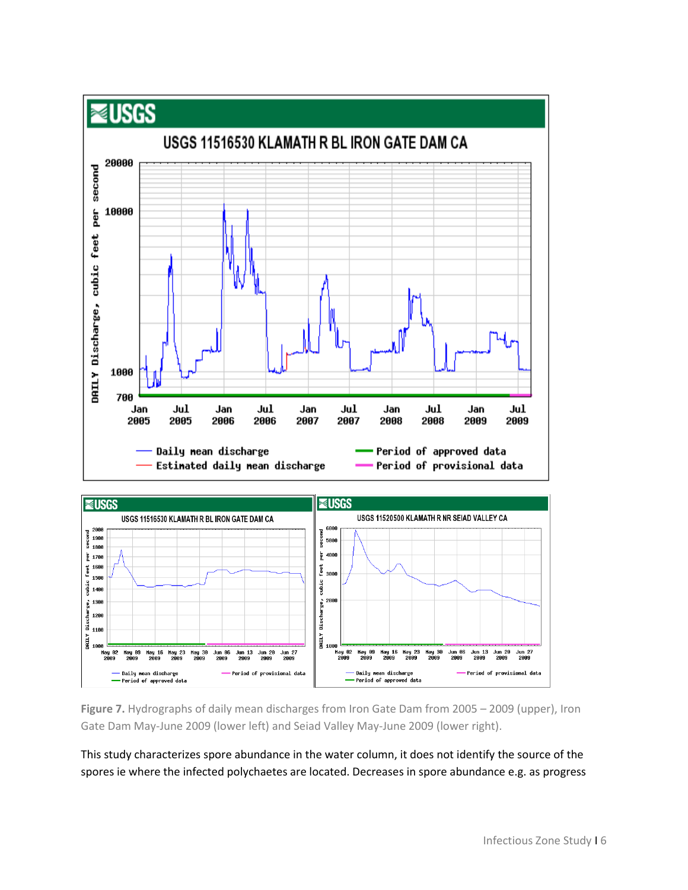USGS

USGS 11516530 KLAMATH R BL IRON GATE DAM CA

DAILY Discharge, cubic feet per second

20000
10000
1000
700

Jan 2005
Jul 2005
Jan 2006
Jul 2006
Jan 2007
Jul 2007
Jan 2008
Jul 2008
Jan 2009
Jul 2009

Daily mean discharge
Estimated daily mean discharge
Period of approved data
Period of provisional data

USGS

USGS 11516530 KLAMATH R BL IRON GATE DAM CA

DAILY Discharge, cubic feet per second

2000
1900
1800
1700
1600
1500
1400
1300
1200
1100
1000

May 02 2009
May 09 2009
May 16 2009
May 23 2009
May 30 2009
Jun 06 2009
Jun 13 2009
Jun 20 2009
Jun 27 2009

Daily mean discharge
Period of approved data
Period of provisional data

USGS

USGS 11520500 KLAMATH R NR SEIAD VALLEY CA

DAILY Discharge, cubic feet per second

6000
5000
4000
3000
2000
1000

May 02 2009
May 09 2009
May 16 2009
May 23 2009
May 30 2009
Jun 06 2009
Jun 13 2009
Jun 20 2009
Jun 27 2009

Daily mean discharge
Period of approved data
Period of provisional data

**Figure 7.** Hydrographs of daily mean discharges from Iron Gate Dam from 2005 – 2009 (upper), Iron Gate Dam May-June 2009 (lower left) and Seiad Valley May-June 2009 (lower right).

This study characterizes spore abundance in the water column, it does not identify the source of the spores ie where the infected polychaetes are located. Decreases in spore abundance e.g. as progress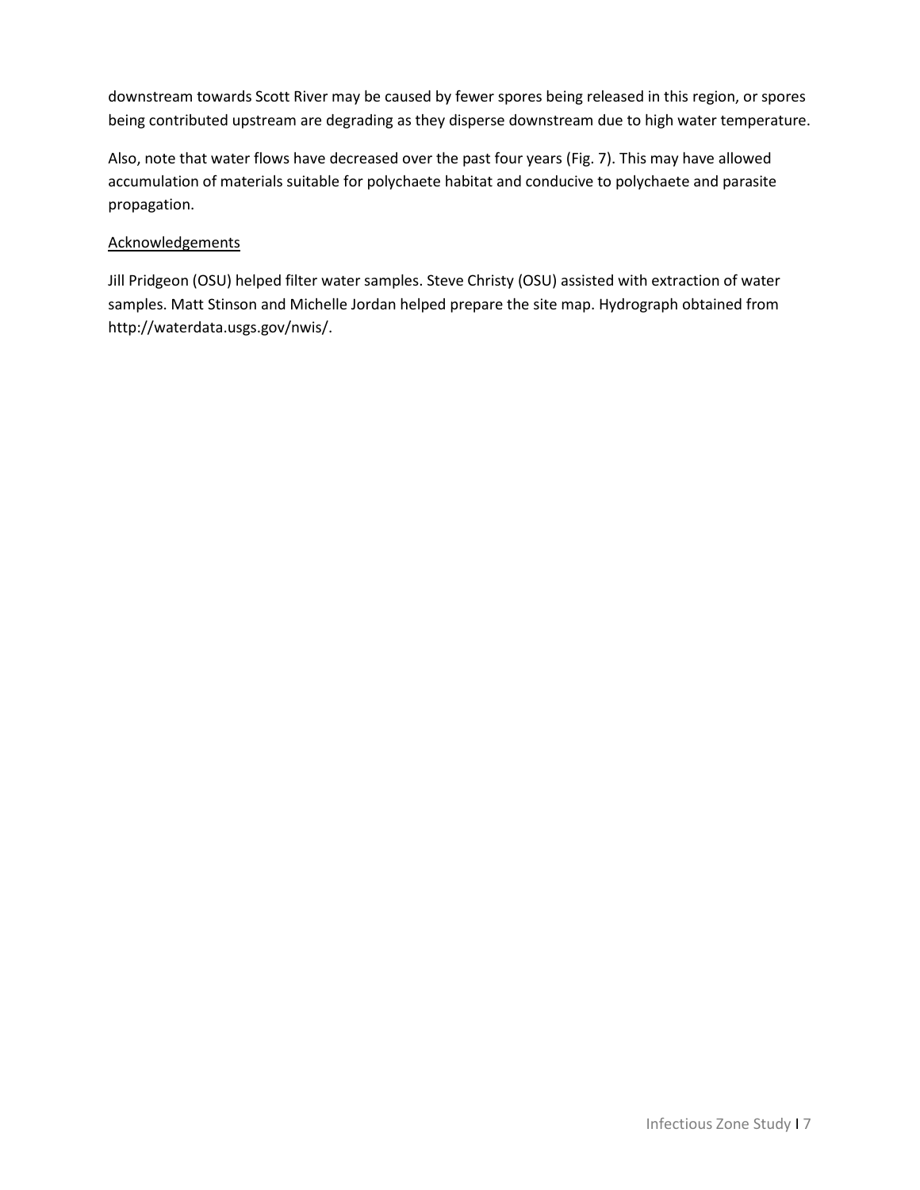downstream towards Scott River may be caused by fewer spores being released in this region, or spores being contributed upstream are degrading as they disperse downstream due to high water temperature.

Also, note that water flows have decreased over the past four years (Fig. 7). This may have allowed accumulation of materials suitable for polychaete habitat and conducive to polychaete and parasite propagation.

## Acknowledgements

Jill Pridgeon (OSU) helped filter water samples. Steve Christy (OSU) assisted with extraction of water samples. Matt Stinson and Michelle Jordan helped prepare the site map. Hydrograph obtained from http://waterdata.usgs.gov/nwis/.